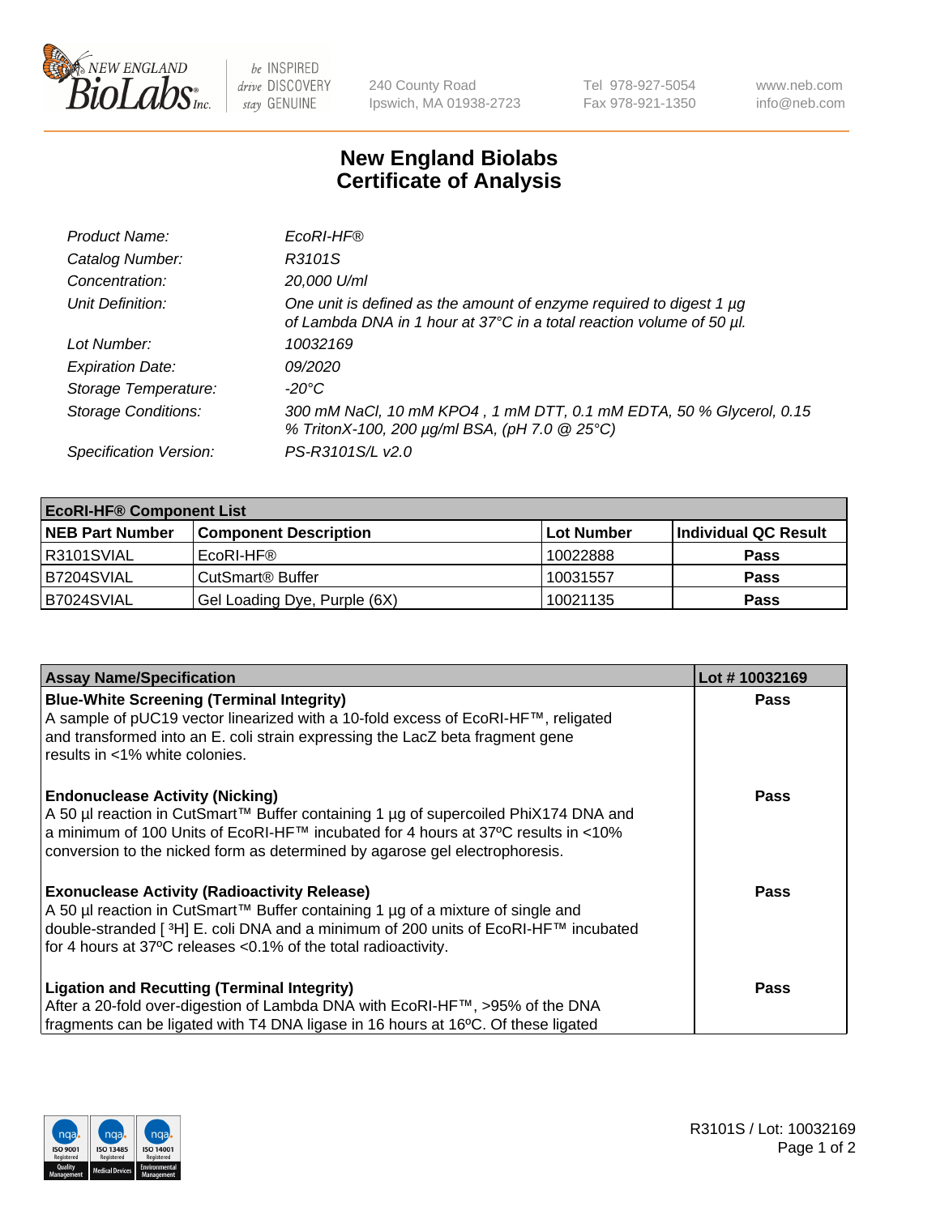New England BioLabs Inc. — be INSPIRED drive DISCOVERY stay GENUINE

240 County Road Ipswich, MA 01938-2723 | Tel 978-927-5054 Fax 978-921-1350 | www.neb.com info@neb.com

# New England Biolabs Certificate of Analysis

| | |
|---|---|
| *Product Name:* | *EcoRI-HF®* |
| *Catalog Number:* | *R3101S* |
| *Concentration:* | *20,000 U/ml* |
| *Unit Definition:* | *One unit is defined as the amount of enzyme required to digest 1 µg of Lambda DNA in 1 hour at 37°C in a total reaction volume of 50 µl.* |
| *Lot Number:* | *10032169* |
| *Expiration Date:* | *09/2020* |
| *Storage Temperature:* | *-20°C* |
| *Storage Conditions:* | *300 mM NaCl, 10 mM KPO4 , 1 mM DTT, 0.1 mM EDTA, 50 % Glycerol, 0.15 % TritonX-100, 200 µg/ml BSA, (pH 7.0 @ 25°C)* |
| *Specification Version:* | *PS-R3101S/L v2.0* |

| **EcoRI-HF® Component List** | | | |
|---|---|---|---|
| **NEB Part Number** | **Component Description** | **Lot Number** | **Individual QC Result** |
| R3101SVIAL | EcoRI-HF® | 10022888 | **Pass** |
| B7204SVIAL | CutSmart® Buffer | 10031557 | **Pass** |
| B7024SVIAL | Gel Loading Dye, Purple (6X) | 10021135 | **Pass** |

| **Assay Name/Specification** | **Lot # 10032169** |
|---|---|
| **Blue-White Screening (Terminal Integrity)**<br>A sample of pUC19 vector linearized with a 10-fold excess of EcoRI-HF™, religated and transformed into an E. coli strain expressing the LacZ beta fragment gene results in <1% white colonies. | **Pass** |
| **Endonuclease Activity (Nicking)**<br>A 50 µl reaction in CutSmart™ Buffer containing 1 µg of supercoiled PhiX174 DNA and a minimum of 100 Units of EcoRI-HF™ incubated for 4 hours at 37ºC results in <10% conversion to the nicked form as determined by agarose gel electrophoresis. | **Pass** |
| **Exonuclease Activity (Radioactivity Release)**<br>A 50 µl reaction in CutSmart™ Buffer containing 1 µg of a mixture of single and double-stranded [ $^3$H] E. coli DNA and a minimum of 200 units of EcoRI-HF™ incubated for 4 hours at 37ºC releases <0.1% of the total radioactivity. | **Pass** |
| **Ligation and Recutting (Terminal Integrity)**<br>After a 20-fold over-digestion of Lambda DNA with EcoRI-HF™, >95% of the DNA fragments can be ligated with T4 DNA ligase in 16 hours at 16ºC. Of these ligated | **Pass** |

R3101S / Lot: 10032169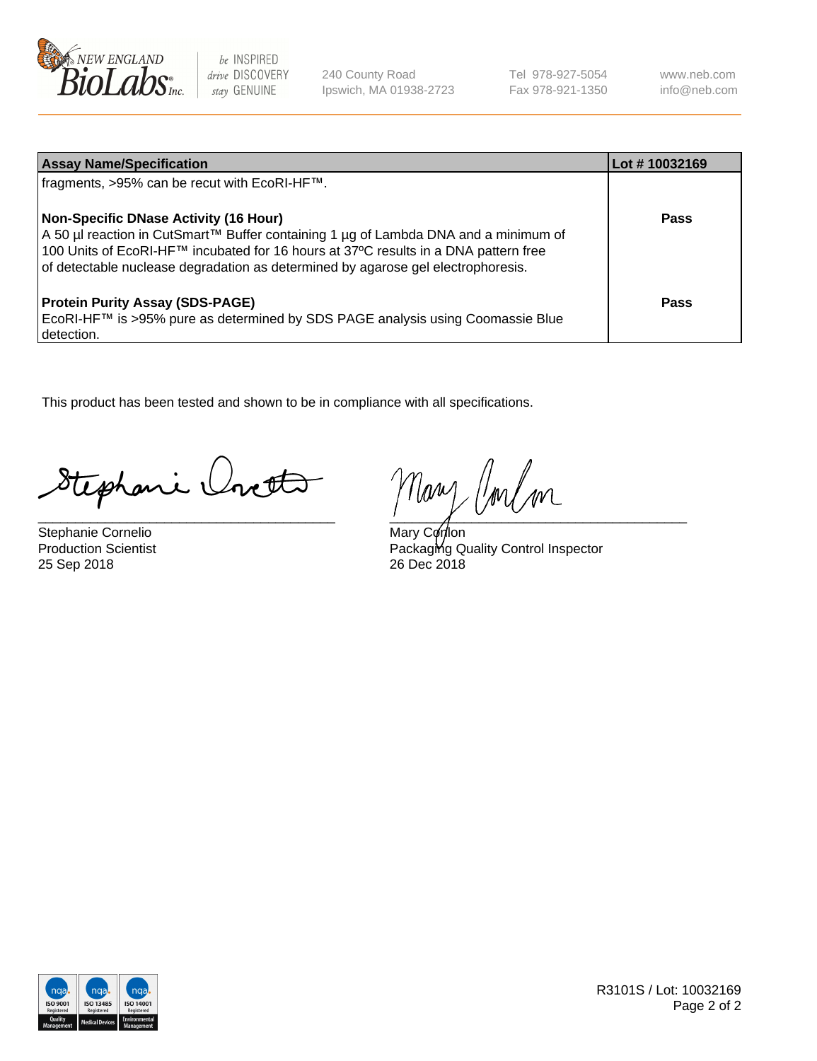| Assay Name/Specification | Lot # 10032169 |
| --- | --- |
| fragments, >95% can be recut with EcoRI-HF™. | |
| **Non-Specific DNase Activity (16 Hour)**<br>A 50 µl reaction in CutSmart™ Buffer containing 1 µg of Lambda DNA and a minimum of 100 Units of EcoRI-HF™ incubated for 16 hours at 37ºC results in a DNA pattern free of detectable nuclease degradation as determined by agarose gel electrophoresis. | **Pass** |
| **Protein Purity Assay (SDS-PAGE)**<br>EcoRI-HF™ is >95% pure as determined by SDS PAGE analysis using Coomassie Blue detection. | **Pass** |

This product has been tested and shown to be in compliance with all specifications.

Stephanie Cornelio
Production Scientist
25 Sep 2018

Mary Conlon
Packaging Quality Control Inspector
26 Dec 2018

R3101S / Lot: 10032169